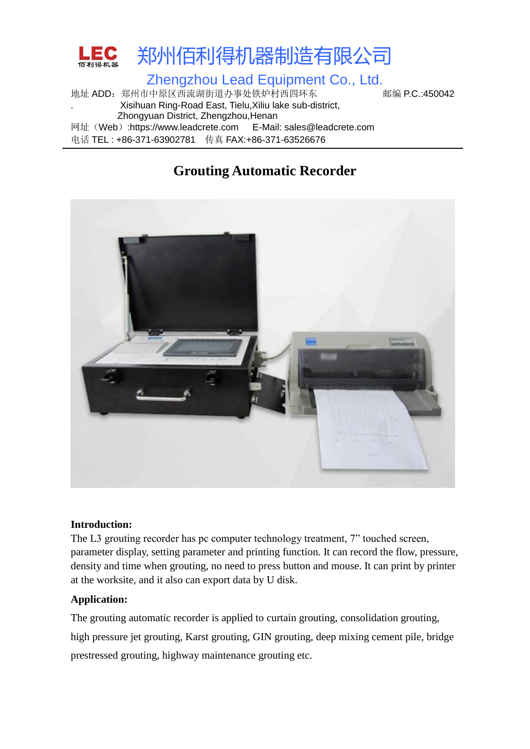LEC 佰利得机器

# 郑州佰利得机器制造有限公司

## Zhengzhou Lead Equipment Co., Ltd.

地址 ADD：郑州市中原区西流湖街道办事处铁炉村西四环东　　　邮编 P.C.:450042

. Xisihuan Ring-Road East, Tielu,Xiliu lake sub-district, Zhongyuan District, Zhengzhou,Henan

网址（Web）:https://www.leadcrete.com　　E-Mail: sales@leadcrete.com

电话 TEL : +86-371-63902781　传真 FAX:+86-371-63526676

---

# Grouting Automatic Recorder

**Introduction:**

The L3 grouting recorder has pc computer technology treatment, 7" touched screen, parameter display, setting parameter and printing function. It can record the flow, pressure, density and time when grouting, no need to press button and mouse. It can print by printer at the worksite, and it also can export data by U disk.

**Application:**

The grouting automatic recorder is applied to curtain grouting, consolidation grouting, high pressure jet grouting, Karst grouting, GIN grouting, deep mixing cement pile, bridge prestressed grouting, highway maintenance grouting etc.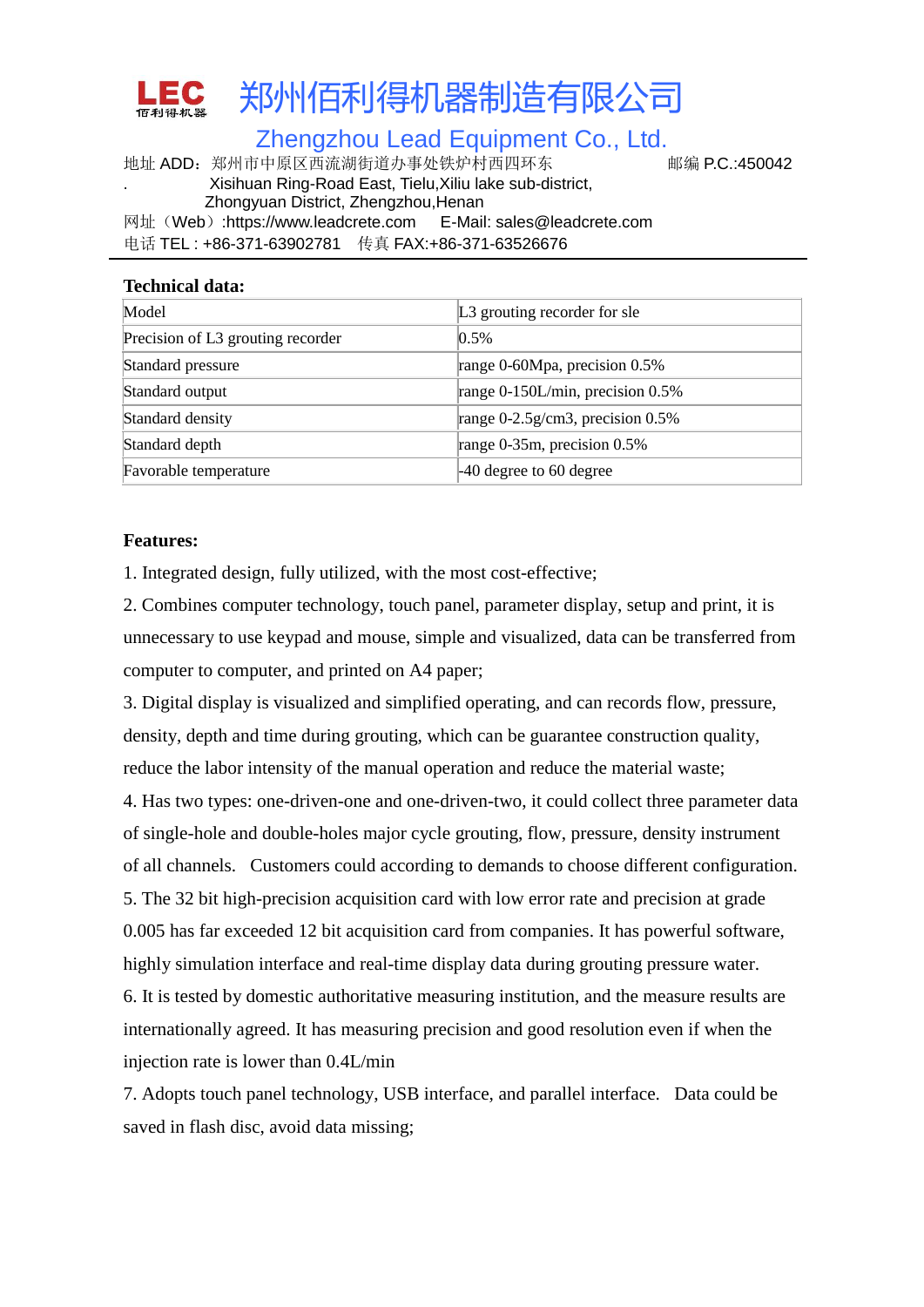LEC 佰利得机器 郑州佰利得机器制造有限公司

Zhengzhou Lead Equipment Co., Ltd.

地址 ADD：郑州市中原区西流湖街道办事处铁炉村西四环东 邮编 P.C.:450042

. Xisihuan Ring-Road East, Tielu,Xiliu lake sub-district, Zhongyuan District, Zhengzhou,Henan

网址（Web）:https://www.leadcrete.com E-Mail: sales@leadcrete.com

电话 TEL : +86-371-63902781 传真 FAX:+86-371-63526676

**Technical data:**

| | |
|---|---|
| Model | L3 grouting recorder for sle |
| Precision of L3 grouting recorder | 0.5% |
| Standard pressure | range 0-60Mpa, precision 0.5% |
| Standard output | range 0-150L/min, precision 0.5% |
| Standard density | range 0-2.5g/cm3, precision 0.5% |
| Standard depth | range 0-35m, precision 0.5% |
| Favorable temperature | -40 degree to 60 degree |

**Features:**

1. Integrated design, fully utilized, with the most cost-effective;

2. Combines computer technology, touch panel, parameter display, setup and print, it is unnecessary to use keypad and mouse, simple and visualized, data can be transferred from computer to computer, and printed on A4 paper;

3. Digital display is visualized and simplified operating, and can records flow, pressure, density, depth and time during grouting, which can be guarantee construction quality, reduce the labor intensity of the manual operation and reduce the material waste;

4. Has two types: one-driven-one and one-driven-two, it could collect three parameter data of single-hole and double-holes major cycle grouting, flow, pressure, density instrument of all channels. Customers could according to demands to choose different configuration.

5. The 32 bit high-precision acquisition card with low error rate and precision at grade 0.005 has far exceeded 12 bit acquisition card from companies. It has powerful software, highly simulation interface and real-time display data during grouting pressure water.

6. It is tested by domestic authoritative measuring institution, and the measure results are internationally agreed. It has measuring precision and good resolution even if when the injection rate is lower than 0.4L/min

7. Adopts touch panel technology, USB interface, and parallel interface. Data could be saved in flash disc, avoid data missing;